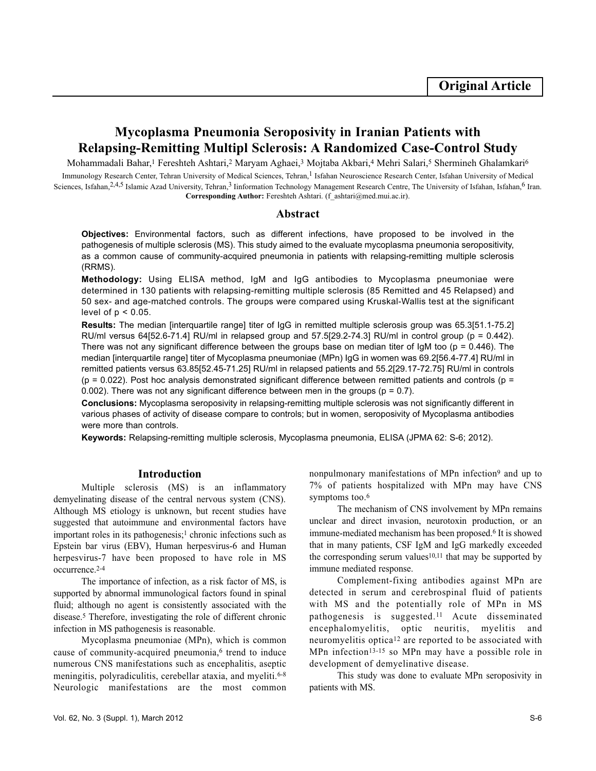Original Article

# Mycoplasma Pneumonia Seroposivity in Iranian Patients with Relapsing-Remitting Multipl Sclerosis: A Randomized Case-Control Study

Mohammadali Bahar,[1] Fereshteh Ashtari,[2] Maryam Aghaei,[3] Mojtaba Akbari,[4] Mehri Salari,[5] Shermineh Ghalamkari[6]

Immunology Research Center, Tehran University of Medical Sciences, Tehran,[1] Isfahan Neuroscience Research Center, Isfahan University of Medical Sciences, Isfahan,[2,4,5] Islamic Azad University, Tehran,[3] Iinformation Technology Management Research Centre, The University of Isfahan, Isfahan,[6] Iran.

**Corresponding Author:** Fereshteh Ashtari. (f_ashtari@med.mui.ac.ir).

## Abstract

**Objectives:** Environmental factors, such as different infections, have proposed to be involved in the pathogenesis of multiple sclerosis (MS). This study aimed to the evaluate mycoplasma pneumonia seropositivity, as a common cause of community-acquired pneumonia in patients with relapsing-remitting multiple sclerosis (RRMS).

**Methodology:** Using ELISA method, IgM and IgG antibodies to Mycoplasma pneumoniae were determined in 130 patients with relapsing-remitting multiple sclerosis (85 Remitted and 45 Relapsed) and 50 sex- and age-matched controls. The groups were compared using Kruskal-Wallis test at the significant level of $p < 0.05$.

**Results:** The median [interquartile range] titer of IgG in remitted multiple sclerosis group was 65.3[51.1-75.2] RU/ml versus 64[52.6-71.4] RU/ml in relapsed group and 57.5[29.2-74.3] RU/ml in control group ($p = 0.442$). There was not any significant difference between the groups base on median titer of IgM too ($p = 0.446$). The median [interquartile range] titer of Mycoplasma pneumoniae (MPn) IgG in women was 69.2[56.4-77.4] RU/ml in remitted patients versus 63.85[52.45-71.25] RU/ml in relapsed patients and 55.2[29.17-72.75] RU/ml in controls ($p = 0.022$). Post hoc analysis demonstrated significant difference between remitted patients and controls ($p = 0.002$). There was not any significant difference between men in the groups ($p = 0.7$).

**Conclusions:** Mycoplasma seropositivity in relapsing-remitting multiple sclerosis was not significantly different in various phases of activity of disease compare to controls; but in women, seropositivity of Mycoplasma antibodies were more than controls.

**Keywords:** Relapsing-remitting multiple sclerosis, Mycoplasma pneumonia, ELISA (JPMA 62: S-6; 2012).

## Introduction

Multiple sclerosis (MS) is an inflammatory demyelinating disease of the central nervous system (CNS). Although MS etiology is unknown, but recent studies have suggested that autoimmune and environmental factors have important roles in its pathogenesis;[1] chronic infections such as Epstein bar virus (EBV), Human herpesvirus-6 and Human herpesvirus-7 have been proposed to have role in MS occurrence.[2-4]

The importance of infection, as a risk factor of MS, is supported by abnormal immunological factors found in spinal fluid; although no agent is consistently associated with the disease.[5] Therefore, investigating the role of different chronic infection in MS pathogenesis is reasonable.

Mycoplasma pneumoniae (MPn), which is common cause of community-acquired pneumonia,[6] trend to induce numerous CNS manifestations such as encephalitis, aseptic meningitis, polyradiculitis, cerebellar ataxia, and myeliti.[6-8] Neurologic manifestations are the most common nonpulmonary manifestations of MPn infection[9] and up to 7% of patients hospitalized with MPn may have CNS symptoms too.[6]

The mechanism of CNS involvement by MPn remains unclear and direct invasion, neurotoxin production, or an immune-mediated mechanism has been proposed.[6] It is showed that in many patients, CSF IgM and IgG markedly exceeded the corresponding serum values[10,11] that may be supported by immune mediated response.

Complement-fixing antibodies against MPn are detected in serum and cerebrospinal fluid of patients with MS and the potentially role of MPn in MS pathogenesis is suggested.[11] Acute disseminated encephalomyelitis, optic neuritis, myelitis and neuromyelitis optica[12] are reported to be associated with MPn infection[13-15] so MPn may have a possible role in development of demyelinative disease.

This study was done to evaluate MPn seropositivity in patients with MS.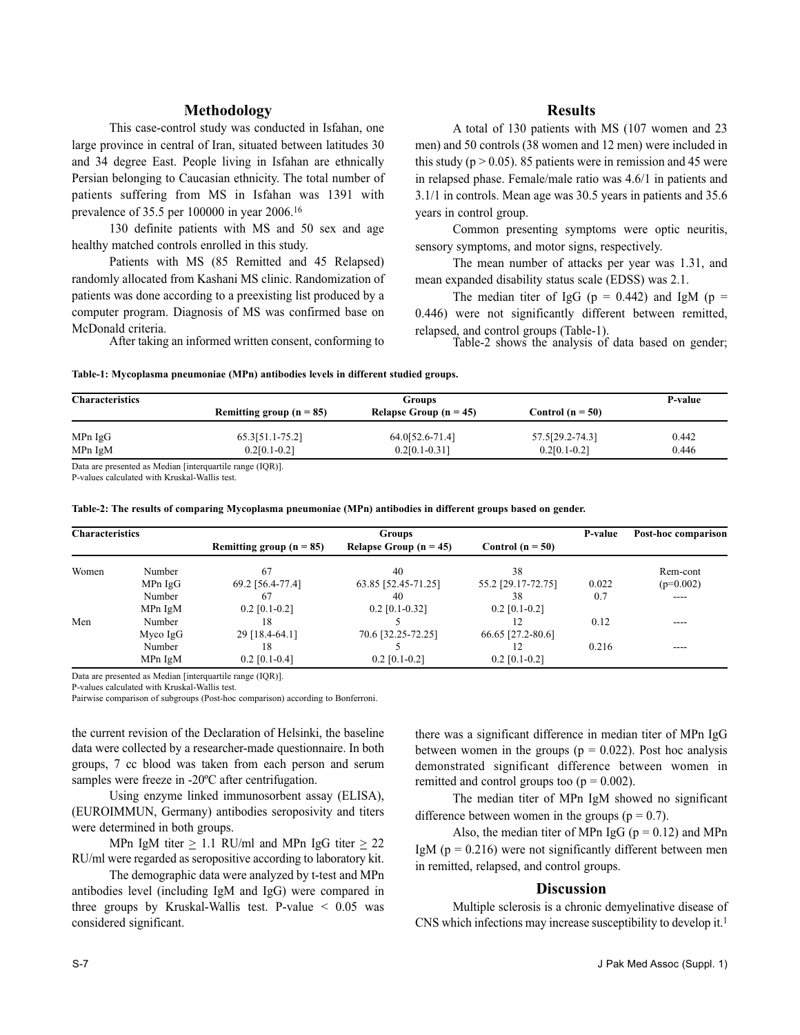## Methodology

This case-control study was conducted in Isfahan, one large province in central of Iran, situated between latitudes 30 and 34 degree East. People living in Isfahan are ethnically Persian belonging to Caucasian ethnicity. The total number of patients suffering from MS in Isfahan was 1391 with prevalence of 35.5 per 100000 in year 2006.[16]

130 definite patients with MS and 50 sex and age healthy matched controls enrolled in this study.

Patients with MS (85 Remitted and 45 Relapsed) randomly allocated from Kashani MS clinic. Randomization of patients was done according to a preexisting list produced by a computer program. Diagnosis of MS was confirmed base on McDonald criteria.

After taking an informed written consent, conforming to the current revision of the Declaration of Helsinki, the baseline data were collected by a researcher-made questionnaire. In both groups, 7 cc blood was taken from each person and serum samples were freeze in -20ºC after centrifugation.

Using enzyme linked immunosorbent assay (ELISA), (EUROIMMUN, Germany) antibodies seropositivity and titers were determined in both groups.

MPn IgM titer $\geq$ 1.1 RU/ml and MPn IgG titer $\geq$ 22 RU/ml were regarded as seropositive according to laboratory kit.

The demographic data were analyzed by t-test and MPn antibodies level (including IgM and IgG) were compared in three groups by Kruskal-Wallis test. P-value < 0.05 was considered significant.

## Results

A total of 130 patients with MS (107 women and 23 men) and 50 controls (38 women and 12 men) were included in this study (p > 0.05). 85 patients were in remission and 45 were in relapsed phase. Female/male ratio was 4.6/1 in patients and 3.1/1 in controls. Mean age was 30.5 years in patients and 35.6 years in control group.

Common presenting symptoms were optic neuritis, sensory symptoms, and motor signs, respectively.

The mean number of attacks per year was 1.31, and mean expanded disability status scale (EDSS) was 2.1.

The median titer of IgG (p = 0.442) and IgM (p = 0.446) were not significantly different between remitted, relapsed, and control groups (Table-1).

Table-2 shows the analysis of data based on gender; there was a significant difference in median titer of MPn IgG between women in the groups (p = 0.022). Post hoc analysis demonstrated significant difference between women in remitted and control groups too (p = 0.002).

The median titer of MPn IgM showed no significant difference between women in the groups (p = 0.7).

Also, the median titer of MPn IgG (p = 0.12) and MPn IgM (p = 0.216) were not significantly different between men in remitted, relapsed, and control groups.

**Table-1: Mycoplasma pneumoniae (MPn) antibodies levels in different studied groups.**

| Characteristics | Groups | | | P-value |
|---|---|---|---|---|
| | Remitting group (n = 85) | Relapse Group (n = 45) | Control (n = 50) | |
| MPn IgG | 65.3[51.1-75.2] | 64.0[52.6-71.4] | 57.5[29.2-74.3] | 0.442 |
| MPn IgM | 0.2[0.1-0.2] | 0.2[0.1-0.31] | 0.2[0.1-0.2] | 0.446 |

Data are presented as Median [interquartile range (IQR)].
P-values calculated with Kruskal-Wallis test.

**Table-2: The results of comparing Mycoplasma pneumoniae (MPn) antibodies in different groups based on gender.**

| Characteristics | | Groups | | | P-value | Post-hoc comparison |
|---|---|---|---|---|---|---|
| | | Remitting group (n = 85) | Relapse Group (n = 45) | Control (n = 50) | | |
| Women | Number | 67 | 40 | 38 | | Rem-cont |
| | MPn IgG | 69.2 [56.4-77.4] | 63.85 [52.45-71.25] | 55.2 [29.17-72.75] | 0.022 | (p=0.002) |
| | Number | 67 | 40 | 38 | 0.7 | ---- |
| | MPn IgM | 0.2 [0.1-0.2] | 0.2 [0.1-0.32] | 0.2 [0.1-0.2] | | |
| Men | Number | 18 | 5 | 12 | 0.12 | ---- |
| | Myco IgG | 29 [18.4-64.1] | 70.6 [32.25-72.25] | 66.65 [27.2-80.6] | | |
| | Number | 18 | 5 | 12 | 0.216 | ---- |
| | MPn IgM | 0.2 [0.1-0.4] | 0.2 [0.1-0.2] | 0.2 [0.1-0.2] | | |

Data are presented as Median [interquartile range (IQR)].
P-values calculated with Kruskal-Wallis test.
Pairwise comparison of subgroups (Post-hoc comparison) according to Bonferroni.

## Discussion

Multiple sclerosis is a chronic demyelinative disease of CNS which infections may increase susceptibility to develop it.[1]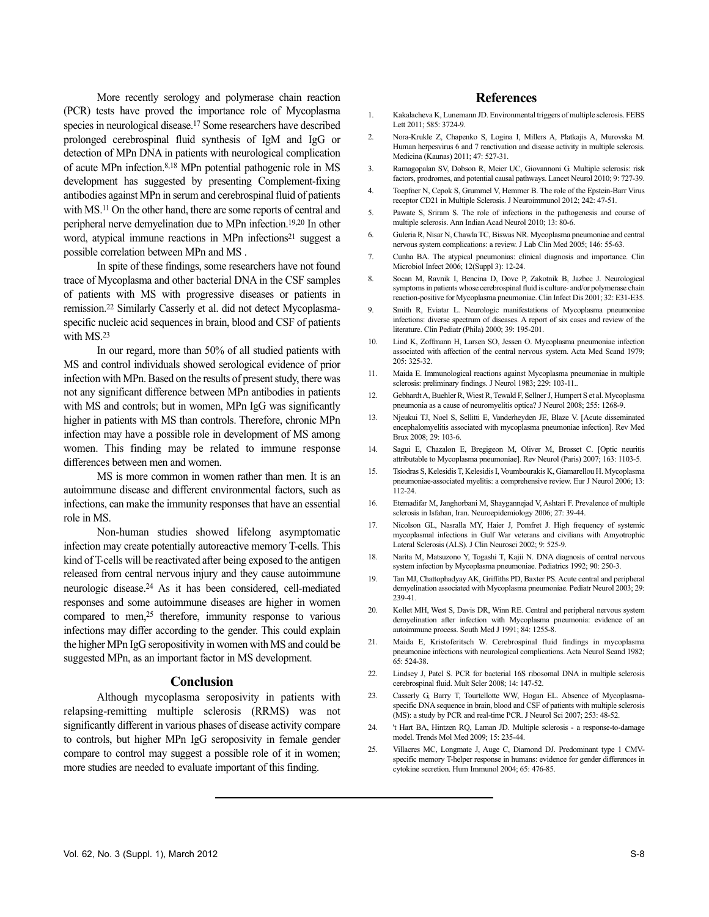More recently serology and polymerase chain reaction (PCR) tests have proved the importance role of Mycoplasma species in neurological disease.[17] Some researchers have described prolonged cerebrospinal fluid synthesis of IgM and IgG or detection of MPn DNA in patients with neurological complication of acute MPn infection.[8,18] MPn potential pathogenic role in MS development has suggested by presenting Complement-fixing antibodies against MPn in serum and cerebrospinal fluid of patients with MS.[11] On the other hand, there are some reports of central and peripheral nerve demyelination due to MPn infection.[19,20] In other word, atypical immune reactions in MPn infections[21] suggest a possible correlation between MPn and MS .

In spite of these findings, some researchers have not found trace of Mycoplasma and other bacterial DNA in the CSF samples of patients with MS with progressive diseases or patients in remission.[22] Similarly Casserly et al. did not detect Mycoplasma-specific nucleic acid sequences in brain, blood and CSF of patients with MS.[23]

In our regard, more than 50% of all studied patients with MS and control individuals showed serological evidence of prior infection with MPn. Based on the results of present study, there was not any significant difference between MPn antibodies in patients with MS and controls; but in women, MPn IgG was significantly higher in patients with MS than controls. Therefore, chronic MPn infection may have a possible role in development of MS among women. This finding may be related to immune response differences between men and women.

MS is more common in women rather than men. It is an autoimmune disease and different environmental factors, such as infections, can make the immunity responses that have an essential role in MS.

Non-human studies showed lifelong asymptomatic infection may create potentially autoreactive memory T-cells. This kind of T-cells will be reactivated after being exposed to the antigen released from central nervous injury and they cause autoimmune neurologic disease.[24] As it has been considered, cell-mediated responses and some autoimmune diseases are higher in women compared to men,[25] therefore, immunity response to various infections may differ according to the gender. This could explain the higher MPn IgG seropositivity in women with MS and could be suggested MPn, as an important factor in MS development.

## Conclusion

Although mycoplasma seroposivity in patients with relapsing-remitting multiple sclerosis (RRMS) was not significantly different in various phases of disease activity compare to controls, but higher MPn IgG seroposivity in female gender compare to control may suggest a possible role of it in women; more studies are needed to evaluate important of this finding.

## References

1. Kakalacheva K, Lunemann JD. Environmental triggers of multiple sclerosis. FEBS Lett 2011; 585: 3724-9.
2. Nora-Krukle Z, Chapenko S, Logina I, Millers A, Platkajis A, Murovska M. Human herpesvirus 6 and 7 reactivation and disease activity in multiple sclerosis. Medicina (Kaunas) 2011; 47: 527-31.
3. Ramagopalan SV, Dobson R, Meier UC, Giovannoni G. Multiple sclerosis: risk factors, prodromes, and potential causal pathways. Lancet Neurol 2010; 9: 727-39.
4. Toepfner N, Cepok S, Grummel V, Hemmer B. The role of the Epstein-Barr Virus receptor CD21 in Multiple Sclerosis. J Neuroimmunol 2012; 242: 47-51.
5. Pawate S, Sriram S. The role of infections in the pathogenesis and course of multiple sclerosis. Ann Indian Acad Neurol 2010; 13: 80-6.
6. Guleria R, Nisar N, Chawla TC, Biswas NR. Mycoplasma pneumoniae and central nervous system complications: a review. J Lab Clin Med 2005; 146: 55-63.
7. Cunha BA. The atypical pneumonias: clinical diagnosis and importance. Clin Microbiol Infect 2006; 12(Suppl 3): 12-24.
8. Socan M, Ravnik I, Bencina D, Dovc P, Zakotnik B, Jazbec J. Neurological symptoms in patients whose cerebrospinal fluid is culture- and/or polymerase chain reaction-positive for Mycoplasma pneumoniae. Clin Infect Dis 2001; 32: E31-E35.
9. Smith R, Eviatar L. Neurologic manifestations of Mycoplasma pneumoniae infections: diverse spectrum of diseases. A report of six cases and review of the literature. Clin Pediatr (Phila) 2000; 39: 195-201.
10. Lind K, Zoffmann H, Larsen SO, Jessen O. Mycoplasma pneumoniae infection associated with affection of the central nervous system. Acta Med Scand 1979; 205: 325-32.
11. Maida E. Immunological reactions against Mycoplasma pneumoniae in multiple sclerosis: preliminary findings. J Neurol 1983; 229: 103-11..
12. Gebhardt A, Buehler R, Wiest R, Tewald F, Sellner J, Humpert S et al. Mycoplasma pneumonia as a cause of neuromyelitis optica? J Neurol 2008; 255: 1268-9.
13. Njeukui TJ, Noel S, Sellitti E, Vanderheyden JE, Blaze V. [Acute disseminated encephalomyelitis associated with mycoplasma pneumoniae infection]. Rev Med Brux 2008; 29: 103-6.
14. Sagui E, Chazalon E, Bregigeon M, Oliver M, Brosset C. [Optic neuritis attributable to Mycoplasma pneumoniae]. Rev Neurol (Paris) 2007; 163: 1103-5.
15. Tsiodras S, Kelesidis T, Kelesidis I, Voumbourakis K, Giamarellou H. Mycoplasma pneumoniae-associated myelitis: a comprehensive review. Eur J Neurol 2006; 13: 112-24.
16. Etemadifar M, Janghorbani M, Shaygannejad V, Ashtari F. Prevalence of multiple sclerosis in Isfahan, Iran. Neuroepidemiology 2006; 27: 39-44.
17. Nicolson GL, Nasralla MY, Haier J, Pomfret J. High frequency of systemic mycoplasmal infections in Gulf War veterans and civilians with Amyotrophic Lateral Sclerosis (ALS). J Clin Neurosci 2002; 9: 525-9.
18. Narita M, Matsuzono Y, Togashi T, Kajii N. DNA diagnosis of central nervous system infection by Mycoplasma pneumoniae. Pediatrics 1992; 90: 250-3.
19. Tan MJ, Chattophadyay AK, Griffiths PD, Baxter PS. Acute central and peripheral demyelination associated with Mycoplasma pneumoniae. Pediatr Neurol 2003; 29: 239-41.
20. Kollet MH, West S, Davis DR, Winn RE. Central and peripheral nervous system demyelination after infection with Mycoplasma pneumonia: evidence of an autoimmune process. South Med J 1991; 84: 1255-8.
21. Maida E, Kristoferitsch W. Cerebrospinal fluid findings in mycoplasma pneumoniae infections with neurological complications. Acta Neurol Scand 1982; 65: 524-38.
22. Lindsey J, Patel S. PCR for bacterial 16S ribosomal DNA in multiple sclerosis cerebrospinal fluid. Mult Scler 2008; 14: 147-52.
23. Casserly G, Barry T, Tourtellotte WW, Hogan EL. Absence of Mycoplasma-specific DNA sequence in brain, blood and CSF of patients with multiple sclerosis (MS): a study by PCR and real-time PCR. J Neurol Sci 2007; 253: 48-52.
24. 't Hart BA, Hintzen RQ, Laman JD. Multiple sclerosis - a response-to-damage model. Trends Mol Med 2009; 15: 235-44.
25. Villacres MC, Longmate J, Auge C, Diamond DJ. Predominant type 1 CMV-specific memory T-helper response in humans: evidence for gender differences in cytokine secretion. Hum Immunol 2004; 65: 476-85.